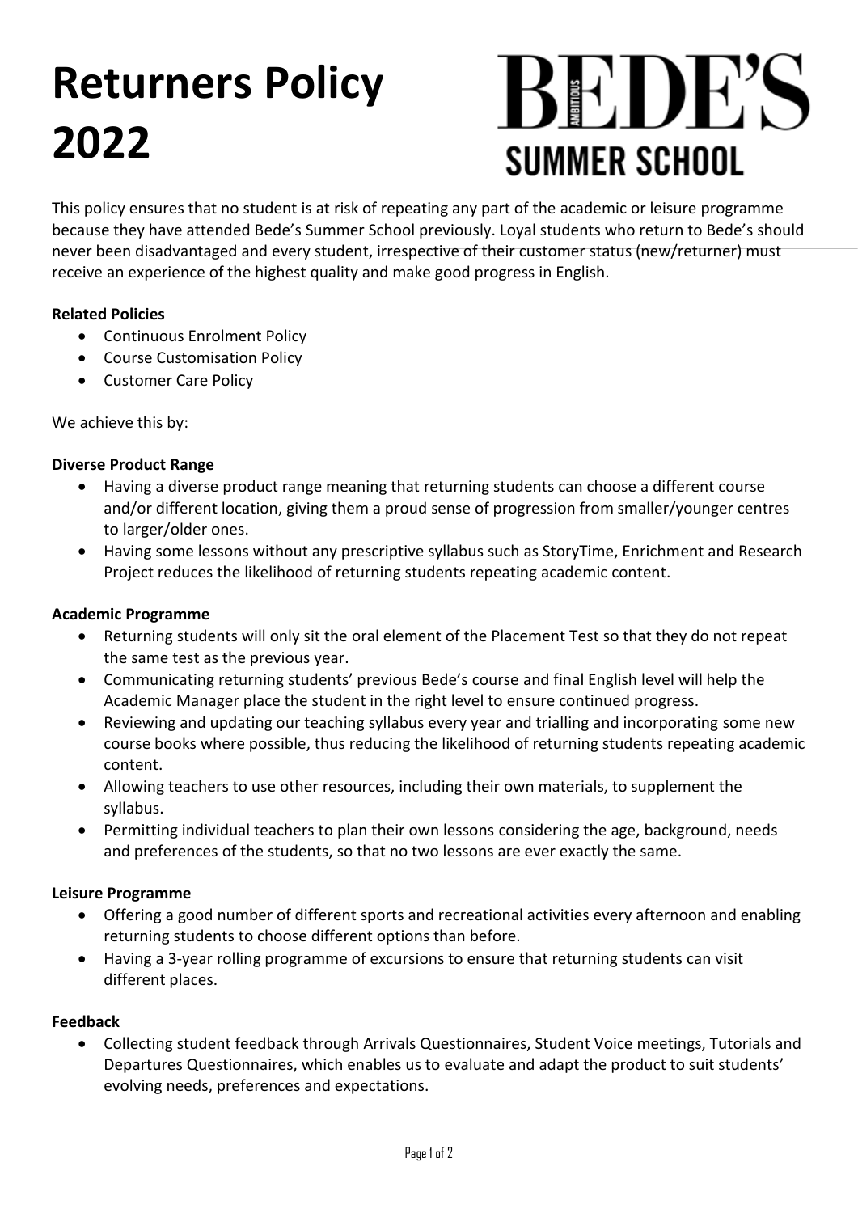# Returners Policy 2022

BEDE'S SUMMER SCHOOL

This policy ensures that no student is at risk of repeating any part of the academic or leisure programme because they have attended Bede's Summer School previously. Loyal students who return to Bede's should never been disadvantaged and every student, irrespective of their customer status (new/returner) must receive an experience of the highest quality and make good progress in English.

**Related Policies**

- Continuous Enrolment Policy
- Course Customisation Policy
- Customer Care Policy

We achieve this by:

**Diverse Product Range**

- Having a diverse product range meaning that returning students can choose a different course and/or different location, giving them a proud sense of progression from smaller/younger centres to larger/older ones.
- Having some lessons without any prescriptive syllabus such as StoryTime, Enrichment and Research Project reduces the likelihood of returning students repeating academic content.

**Academic Programme**

- Returning students will only sit the oral element of the Placement Test so that they do not repeat the same test as the previous year.
- Communicating returning students' previous Bede's course and final English level will help the Academic Manager place the student in the right level to ensure continued progress.
- Reviewing and updating our teaching syllabus every year and trialling and incorporating some new course books where possible, thus reducing the likelihood of returning students repeating academic content.
- Allowing teachers to use other resources, including their own materials, to supplement the syllabus.
- Permitting individual teachers to plan their own lessons considering the age, background, needs and preferences of the students, so that no two lessons are ever exactly the same.

**Leisure Programme**

- Offering a good number of different sports and recreational activities every afternoon and enabling returning students to choose different options than before.
- Having a 3-year rolling programme of excursions to ensure that returning students can visit different places.

**Feedback**

- Collecting student feedback through Arrivals Questionnaires, Student Voice meetings, Tutorials and Departures Questionnaires, which enables us to evaluate and adapt the product to suit students' evolving needs, preferences and expectations.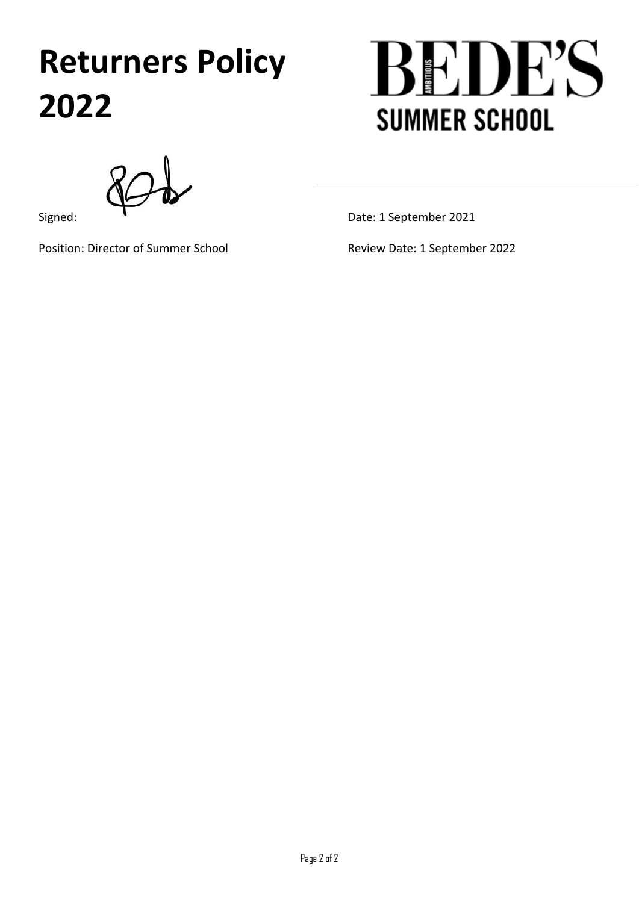# Returners Policy 2022

BEDE'S
AMBITIOUS
SUMMER SCHOOL

Signed:

Date: 1 September 2021

Position: Director of Summer School

Review Date: 1 September 2022